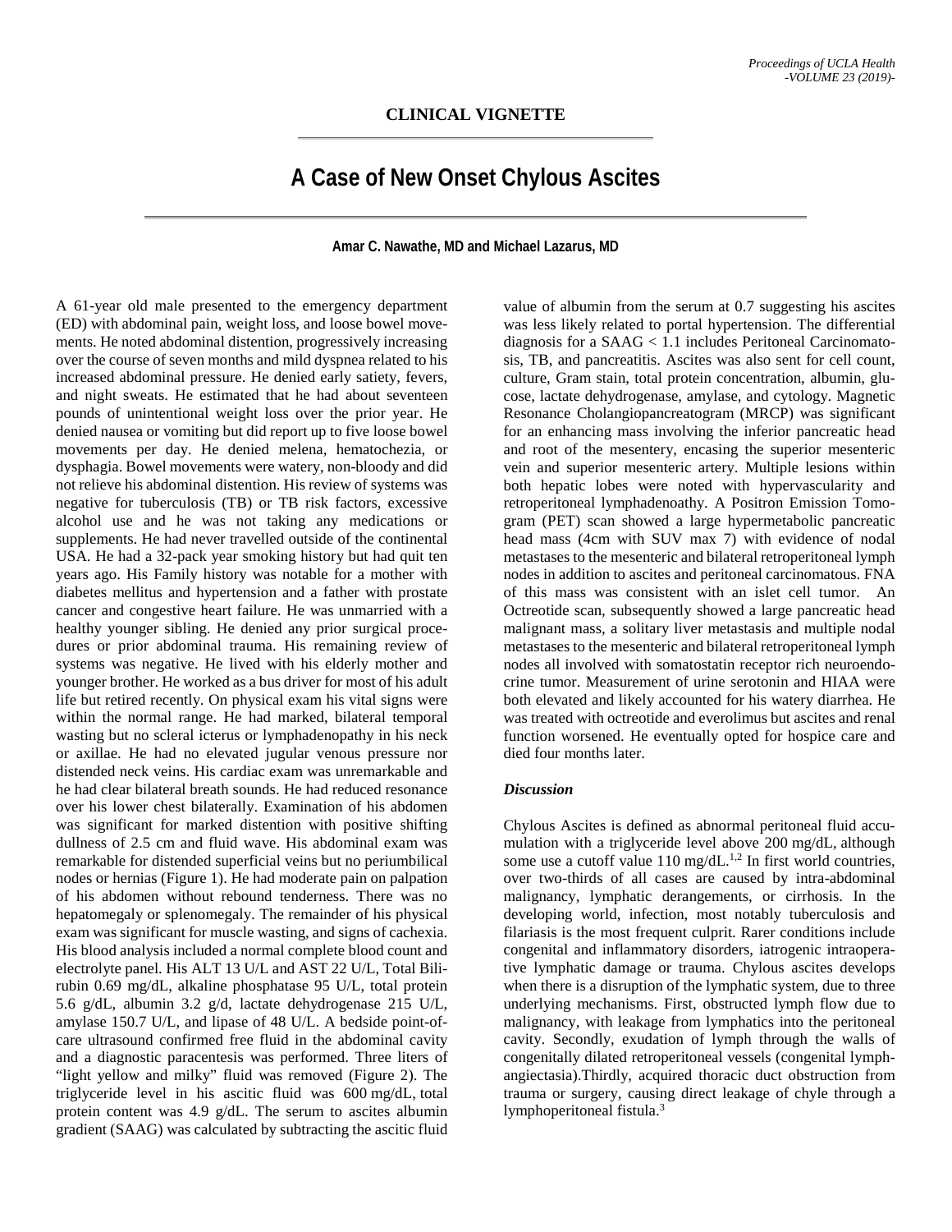**CLINICAL VIGNETTE**

# A Case of New Onset Chylous Ascites

**Amar C. Nawathe, MD and Michael Lazarus, MD**

A 61-year old male presented to the emergency department (ED) with abdominal pain, weight loss, and loose bowel movements. He noted abdominal distention, progressively increasing over the course of seven months and mild dyspnea related to his increased abdominal pressure. He denied early satiety, fevers, and night sweats. He estimated that he had about seventeen pounds of unintentional weight loss over the prior year. He denied nausea or vomiting but did report up to five loose bowel movements per day. He denied melena, hematochezia, or dysphagia. Bowel movements were watery, non-bloody and did not relieve his abdominal distention. His review of systems was negative for tuberculosis (TB) or TB risk factors, excessive alcohol use and he was not taking any medications or supplements. He had never travelled outside of the continental USA. He had a 32-pack year smoking history but had quit ten years ago. His Family history was notable for a mother with diabetes mellitus and hypertension and a father with prostate cancer and congestive heart failure. He was unmarried with a healthy younger sibling. He denied any prior surgical procedures or prior abdominal trauma. His remaining review of systems was negative. He lived with his elderly mother and younger brother. He worked as a bus driver for most of his adult life but retired recently. On physical exam his vital signs were within the normal range. He had marked, bilateral temporal wasting but no scleral icterus or lymphadenopathy in his neck or axillae. He had no elevated jugular venous pressure nor distended neck veins. His cardiac exam was unremarkable and he had clear bilateral breath sounds. He had reduced resonance over his lower chest bilaterally. Examination of his abdomen was significant for marked distention with positive shifting dullness of 2.5 cm and fluid wave. His abdominal exam was remarkable for distended superficial veins but no periumbilical nodes or hernias (Figure 1). He had moderate pain on palpation of his abdomen without rebound tenderness. There was no hepatomegaly or splenomegaly. The remainder of his physical exam was significant for muscle wasting, and signs of cachexia. His blood analysis included a normal complete blood count and electrolyte panel. His ALT 13 U/L and AST 22 U/L, Total Bilirubin 0.69 mg/dL, alkaline phosphatase 95 U/L, total protein 5.6 g/dL, albumin 3.2 g/d, lactate dehydrogenase 215 U/L, amylase 150.7 U/L, and lipase of 48 U/L. A bedside point-of-care ultrasound confirmed free fluid in the abdominal cavity and a diagnostic paracentesis was performed. Three liters of "light yellow and milky" fluid was removed (Figure 2). The triglyceride level in his ascitic fluid was 600 mg/dL, total protein content was 4.9 g/dL. The serum to ascites albumin gradient (SAAG) was calculated by subtracting the ascitic fluid value of albumin from the serum at 0.7 suggesting his ascites was less likely related to portal hypertension. The differential diagnosis for a SAAG < 1.1 includes Peritoneal Carcinomatosis, TB, and pancreatitis. Ascites was also sent for cell count, culture, Gram stain, total protein concentration, albumin, glucose, lactate dehydrogenase, amylase, and cytology. Magnetic Resonance Cholangiopancreatogram (MRCP) was significant for an enhancing mass involving the inferior pancreatic head and root of the mesentery, encasing the superior mesenteric vein and superior mesenteric artery. Multiple lesions within both hepatic lobes were noted with hypervascularity and retroperitoneal lymphadenoathy. A Positron Emission Tomogram (PET) scan showed a large hypermetabolic pancreatic head mass (4cm with SUV max 7) with evidence of nodal metastases to the mesenteric and bilateral retroperitoneal lymph nodes in addition to ascites and peritoneal carcinomatous. FNA of this mass was consistent with an islet cell tumor. An Octreotide scan, subsequently showed a large pancreatic head malignant mass, a solitary liver metastasis and multiple nodal metastases to the mesenteric and bilateral retroperitoneal lymph nodes all involved with somatostatin receptor rich neuroendocrine tumor. Measurement of urine serotonin and HIAA were both elevated and likely accounted for his watery diarrhea. He was treated with octreotide and everolimus but ascites and renal function worsened. He eventually opted for hospice care and died four months later.

### *Discussion*

Chylous Ascites is defined as abnormal peritoneal fluid accumulation with a triglyceride level above 200 mg/dL, although some use a cutoff value 110 mg/dL.[1,2] In first world countries, over two-thirds of all cases are caused by intra-abdominal malignancy, lymphatic derangements, or cirrhosis. In the developing world, infection, most notably tuberculosis and filariasis is the most frequent culprit. Rarer conditions include congenital and inflammatory disorders, iatrogenic intraoperative lymphatic damage or trauma. Chylous ascites develops when there is a disruption of the lymphatic system, due to three underlying mechanisms. First, obstructed lymph flow due to malignancy, with leakage from lymphatics into the peritoneal cavity. Secondly, exudation of lymph through the walls of congenitally dilated retroperitoneal vessels (congenital lymphangiectasia).Thirdly, acquired thoracic duct obstruction from trauma or surgery, causing direct leakage of chyle through a lymphoperitoneal fistula.[3]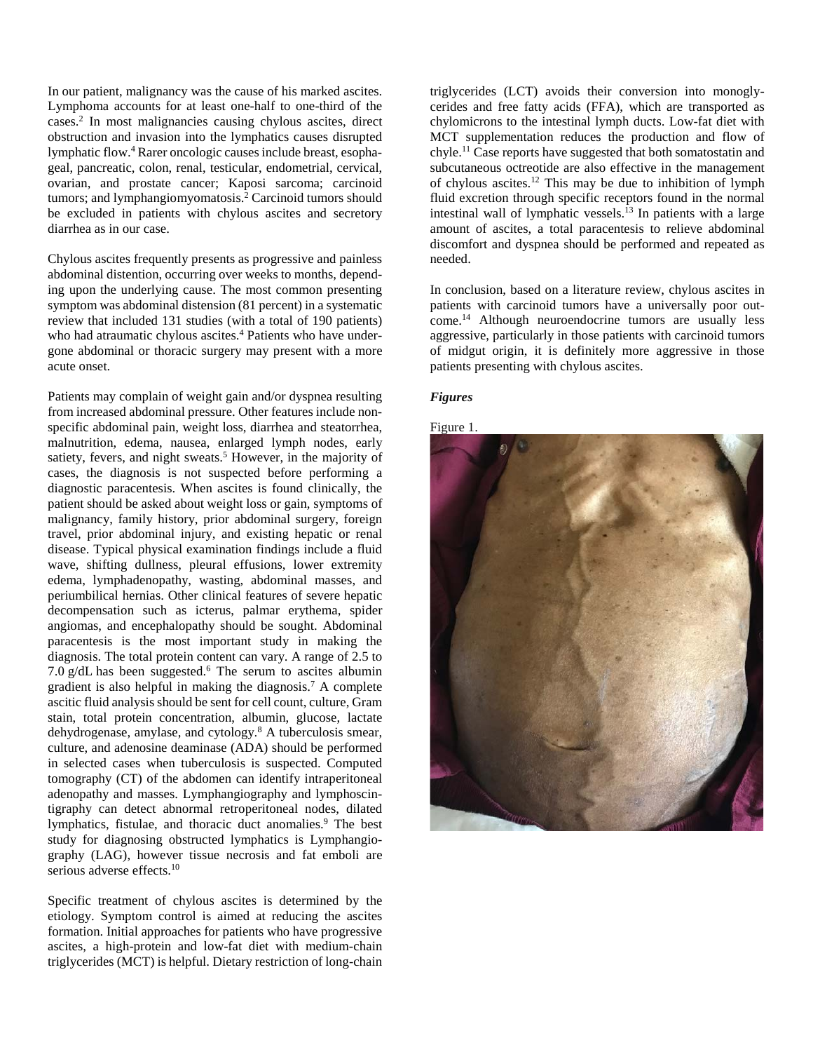In our patient, malignancy was the cause of his marked ascites. Lymphoma accounts for at least one-half to one-third of the cases.[2] In most malignancies causing chylous ascites, direct obstruction and invasion into the lymphatics causes disrupted lymphatic flow.[4] Rarer oncologic causes include breast, esophageal, pancreatic, colon, renal, testicular, endometrial, cervical, ovarian, and prostate cancer; Kaposi sarcoma; carcinoid tumors; and lymphangiomyomatosis.[2] Carcinoid tumors should be excluded in patients with chylous ascites and secretory diarrhea as in our case.

Chylous ascites frequently presents as progressive and painless abdominal distention, occurring over weeks to months, depending upon the underlying cause. The most common presenting symptom was abdominal distension (81 percent) in a systematic review that included 131 studies (with a total of 190 patients) who had atraumatic chylous ascites.[4] Patients who have undergone abdominal or thoracic surgery may present with a more acute onset.

Patients may complain of weight gain and/or dyspnea resulting from increased abdominal pressure. Other features include nonspecific abdominal pain, weight loss, diarrhea and steatorrhea, malnutrition, edema, nausea, enlarged lymph nodes, early satiety, fevers, and night sweats.[5] However, in the majority of cases, the diagnosis is not suspected before performing a diagnostic paracentesis. When ascites is found clinically, the patient should be asked about weight loss or gain, symptoms of malignancy, family history, prior abdominal surgery, foreign travel, prior abdominal injury, and existing hepatic or renal disease. Typical physical examination findings include a fluid wave, shifting dullness, pleural effusions, lower extremity edema, lymphadenopathy, wasting, abdominal masses, and periumbilical hernias. Other clinical features of severe hepatic decompensation such as icterus, palmar erythema, spider angiomas, and encephalopathy should be sought. Abdominal paracentesis is the most important study in making the diagnosis. The total protein content can vary. A range of 2.5 to 7.0 g/dL has been suggested.[6] The serum to ascites albumin gradient is also helpful in making the diagnosis.[7] A complete ascitic fluid analysis should be sent for cell count, culture, Gram stain, total protein concentration, albumin, glucose, lactate dehydrogenase, amylase, and cytology.[8] A tuberculosis smear, culture, and adenosine deaminase (ADA) should be performed in selected cases when tuberculosis is suspected. Computed tomography (CT) of the abdomen can identify intraperitoneal adenopathy and masses. Lymphangiography and lymphoscintigraphy can detect abnormal retroperitoneal nodes, dilated lymphatics, fistulae, and thoracic duct anomalies.[9] The best study for diagnosing obstructed lymphatics is Lymphangiography (LAG), however tissue necrosis and fat emboli are serious adverse effects.[10]

Specific treatment of chylous ascites is determined by the etiology. Symptom control is aimed at reducing the ascites formation. Initial approaches for patients who have progressive ascites, a high-protein and low-fat diet with medium-chain triglycerides (MCT) is helpful. Dietary restriction of long-chain triglycerides (LCT) avoids their conversion into monoglycerides and free fatty acids (FFA), which are transported as chylomicrons to the intestinal lymph ducts. Low-fat diet with MCT supplementation reduces the production and flow of chyle.[11] Case reports have suggested that both somatostatin and subcutaneous octreotide are also effective in the management of chylous ascites.[12] This may be due to inhibition of lymph fluid excretion through specific receptors found in the normal intestinal wall of lymphatic vessels.[13] In patients with a large amount of ascites, a total paracentesis to relieve abdominal discomfort and dyspnea should be performed and repeated as needed.

In conclusion, based on a literature review, chylous ascites in patients with carcinoid tumors have a universally poor outcome.[14] Although neuroendocrine tumors are usually less aggressive, particularly in those patients with carcinoid tumors of midgut origin, it is definitely more aggressive in those patients presenting with chylous ascites.

***Figures***

Figure 1.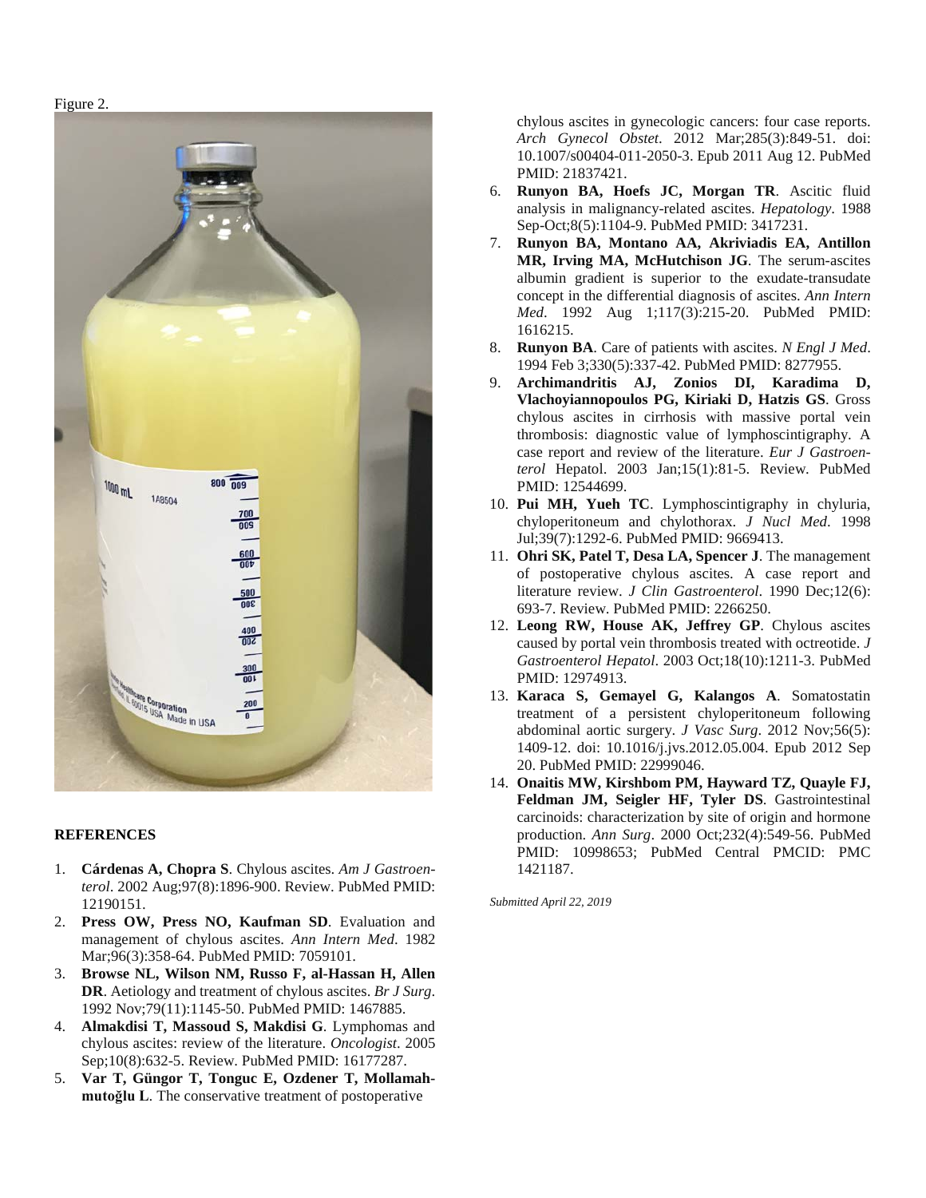Figure 2.

## REFERENCES

1. **Cárdenas A, Chopra S**. Chylous ascites. *Am J Gastroenterol*. 2002 Aug;97(8):1896-900. Review. PubMed PMID: 12190151.
2. **Press OW, Press NO, Kaufman SD**. Evaluation and management of chylous ascites. *Ann Intern Med*. 1982 Mar;96(3):358-64. PubMed PMID: 7059101.
3. **Browse NL, Wilson NM, Russo F, al-Hassan H, Allen DR**. Aetiology and treatment of chylous ascites. *Br J Surg*. 1992 Nov;79(11):1145-50. PubMed PMID: 1467885.
4. **Almakdisi T, Massoud S, Makdisi G**. Lymphomas and chylous ascites: review of the literature. *Oncologist*. 2005 Sep;10(8):632-5. Review. PubMed PMID: 16177287.
5. **Var T, Güngor T, Tonguc E, Ozdener T, Mollamahmutoğlu L**. The conservative treatment of postoperative chylous ascites in gynecologic cancers: four case reports. *Arch Gynecol Obstet*. 2012 Mar;285(3):849-51. doi: 10.1007/s00404-011-2050-3. Epub 2011 Aug 12. PubMed PMID: 21837421.
6. **Runyon BA, Hoefs JC, Morgan TR**. Ascitic fluid analysis in malignancy-related ascites. *Hepatology*. 1988 Sep-Oct;8(5):1104-9. PubMed PMID: 3417231.
7. **Runyon BA, Montano AA, Akriviadis EA, Antillon MR, Irving MA, McHutchison JG**. The serum-ascites albumin gradient is superior to the exudate-transudate concept in the differential diagnosis of ascites. *Ann Intern Med*. 1992 Aug 1;117(3):215-20. PubMed PMID: 1616215.
8. **Runyon BA**. Care of patients with ascites. *N Engl J Med*. 1994 Feb 3;330(5):337-42. PubMed PMID: 8277955.
9. **Archimandritis AJ, Zonios DI, Karadima D, Vlachoyiannopoulos PG, Kiriaki D, Hatzis GS**. Gross chylous ascites in cirrhosis with massive portal vein thrombosis: diagnostic value of lymphoscintigraphy. A case report and review of the literature. *Eur J Gastroenterol* Hepatol. 2003 Jan;15(1):81-5. Review. PubMed PMID: 12544699.
10. **Pui MH, Yueh TC**. Lymphoscintigraphy in chyluria, chyloperitoneum and chylothorax. *J Nucl Med*. 1998 Jul;39(7):1292-6. PubMed PMID: 9669413.
11. **Ohri SK, Patel T, Desa LA, Spencer J**. The management of postoperative chylous ascites. A case report and literature review. *J Clin Gastroenterol*. 1990 Dec;12(6): 693-7. Review. PubMed PMID: 2266250.
12. **Leong RW, House AK, Jeffrey GP**. Chylous ascites caused by portal vein thrombosis treated with octreotide. *J Gastroenterol Hepatol*. 2003 Oct;18(10):1211-3. PubMed PMID: 12974913.
13. **Karaca S, Gemayel G, Kalangos A**. Somatostatin treatment of a persistent chyloperitoneum following abdominal aortic surgery. *J Vasc Surg*. 2012 Nov;56(5): 1409-12. doi: 10.1016/j.jvs.2012.05.004. Epub 2012 Sep 20. PubMed PMID: 22999046.
14. **Onaitis MW, Kirshbom PM, Hayward TZ, Quayle FJ, Feldman JM, Seigler HF, Tyler DS**. Gastrointestinal carcinoids: characterization by site of origin and hormone production. *Ann Surg*. 2000 Oct;232(4):549-56. PubMed PMID: 10998653; PubMed Central PMCID: PMC 1421187.

*Submitted April 22, 2019*